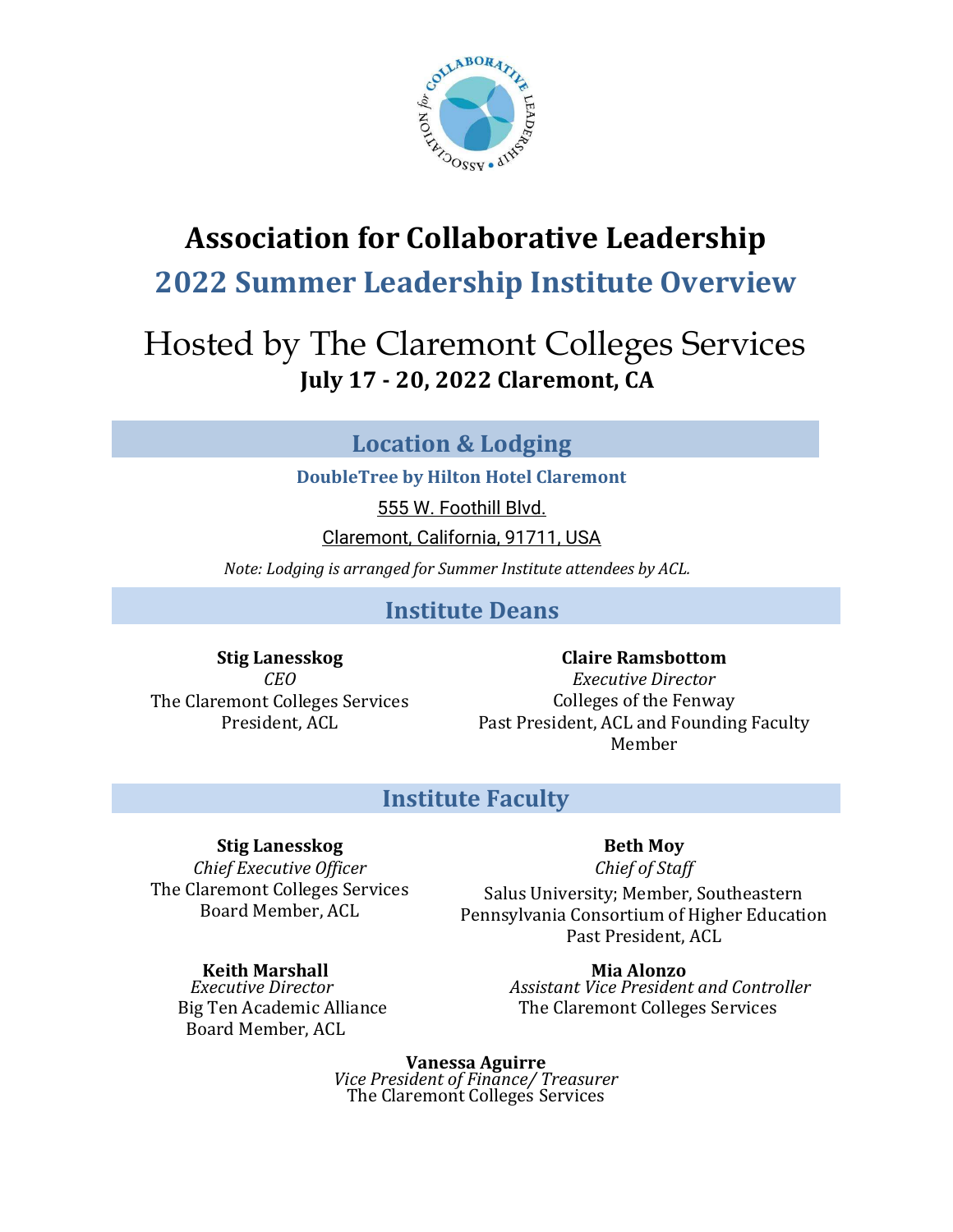# Association for Collaborative Leadership

## 2022 Summer Leadership Institute Overview

Hosted by The Claremont Colleges Services

**July 17 - 20, 2022 Claremont, CA**

## Location & Lodging

**DoubleTree by Hilton Hotel Claremont**

555 W. Foothill Blvd.

Claremont, California, 91711, USA

*Note: Lodging is arranged for Summer Institute attendees by ACL.*

## Institute Deans

**Stig Lanesskog**
*CEO*
The Claremont Colleges Services
President, ACL

**Claire Ramsbottom**
*Executive Director*
Colleges of the Fenway
Past President, ACL and Founding Faculty Member

## Institute Faculty

**Stig Lanesskog**
*Chief Executive Officer*
The Claremont Colleges Services
Board Member, ACL

**Beth Moy**
*Chief of Staff*
Salus University; Member, Southeastern Pennsylvania Consortium of Higher Education
Past President, ACL

**Keith Marshall**
*Executive Director*
Big Ten Academic Alliance
Board Member, ACL

**Mia Alonzo**
*Assistant Vice President and Controller*
The Claremont Colleges Services

**Vanessa Aguirre**
*Vice President of Finance/ Treasurer*
The Claremont Colleges Services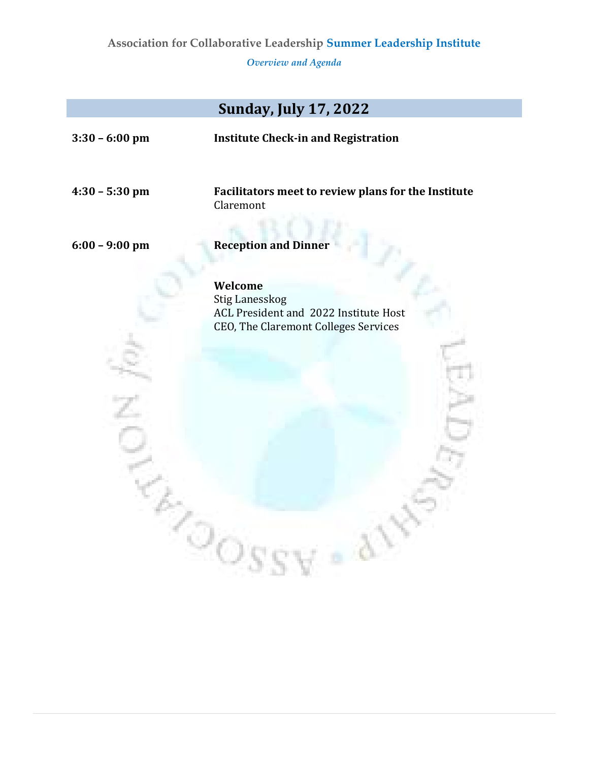Association for Collaborative Leadership **Summer Leadership Institute**

*Overview and Agenda*

## Sunday, July 17, 2022

**3:30 – 6:00 pm** **Institute Check-in and Registration**

**4:30 – 5:30 pm** **Facilitators meet to review plans for the Institute**
Claremont

**6:00 – 9:00 pm** **Reception and Dinner**

**Welcome**
Stig Lanesskog
ACL President and 2022 Institute Host
CEO, The Claremont Colleges Services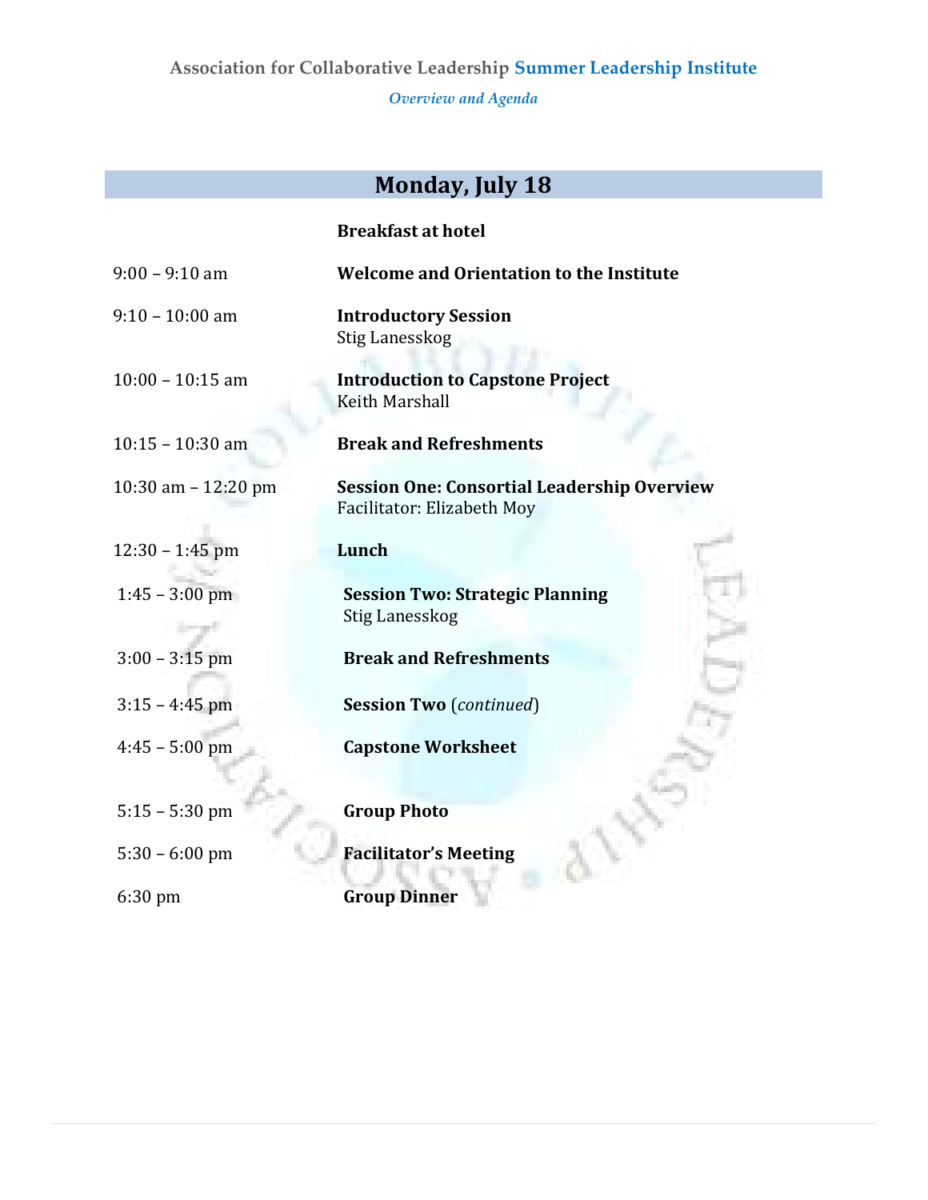Association for Collaborative Leadership **Summer Leadership Institute**

*Overview and Agenda*

## Monday, July 18

| | |
|---|---|
| | **Breakfast at hotel** |
| 9:00 – 9:10 am | **Welcome and Orientation to the Institute** |
| 9:10 – 10:00 am | **Introductory Session**<br>Stig Lanesskog |
| 10:00 – 10:15 am | **Introduction to Capstone Project**<br>Keith Marshall |
| 10:15 – 10:30 am | **Break and Refreshments** |
| 10:30 am – 12:20 pm | **Session One: Consortial Leadership Overview**<br>Facilitator: Elizabeth Moy |
| 12:30 – 1:45 pm | **Lunch** |
| 1:45 – 3:00 pm | **Session Two: Strategic Planning**<br>Stig Lanesskog |
| 3:00 – 3:15 pm | **Break and Refreshments** |
| 3:15 – 4:45 pm | **Session Two** (*continued*) |
| 4:45 – 5:00 pm | **Capstone Worksheet** |
| 5:15 – 5:30 pm | **Group Photo** |
| 5:30 – 6:00 pm | **Facilitator's Meeting** |
| 6:30 pm | **Group Dinner** |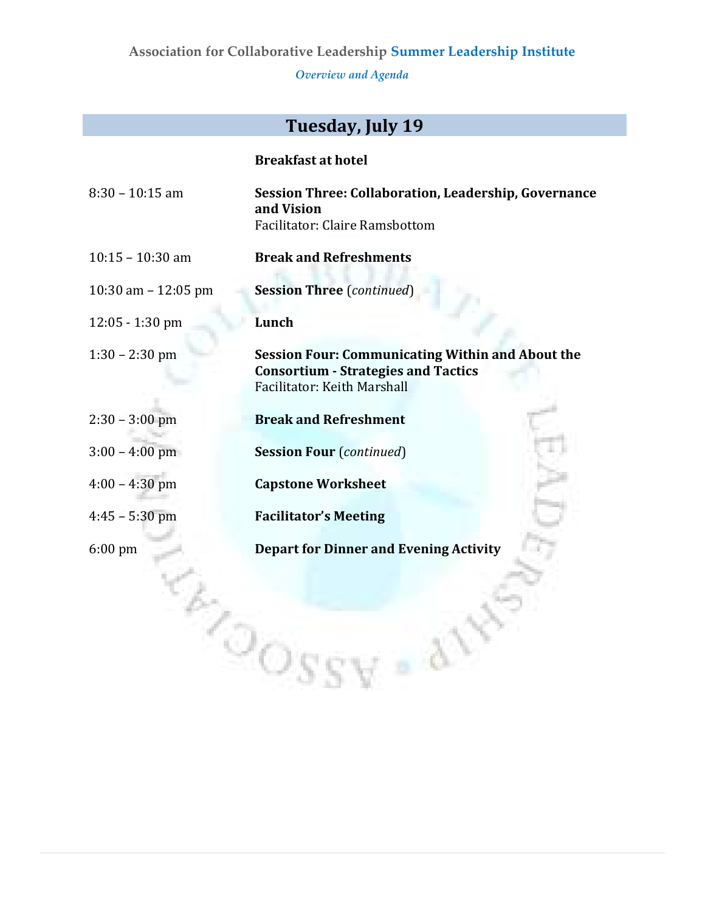Association for Collaborative Leadership **Summer Leadership Institute**

*Overview and Agenda*

## Tuesday, July 19

| | |
|---|---|
| | **Breakfast at hotel** |
| 8:30 – 10:15 am | **Session Three: Collaboration, Leadership, Governance and Vision**<br>Facilitator: Claire Ramsbottom |
| 10:15 – 10:30 am | **Break and Refreshments** |
| 10:30 am – 12:05 pm | **Session Three** (*continued*) |
| 12:05 - 1:30 pm | **Lunch** |
| 1:30 – 2:30 pm | **Session Four: Communicating Within and About the Consortium - Strategies and Tactics**<br>Facilitator: Keith Marshall |
| 2:30 – 3:00 pm | **Break and Refreshment** |
| 3:00 – 4:00 pm | **Session Four** (*continued*) |
| 4:00 – 4:30 pm | **Capstone Worksheet** |
| 4:45 – 5:30 pm | **Facilitator's Meeting** |
| 6:00 pm | **Depart for Dinner and Evening Activity** |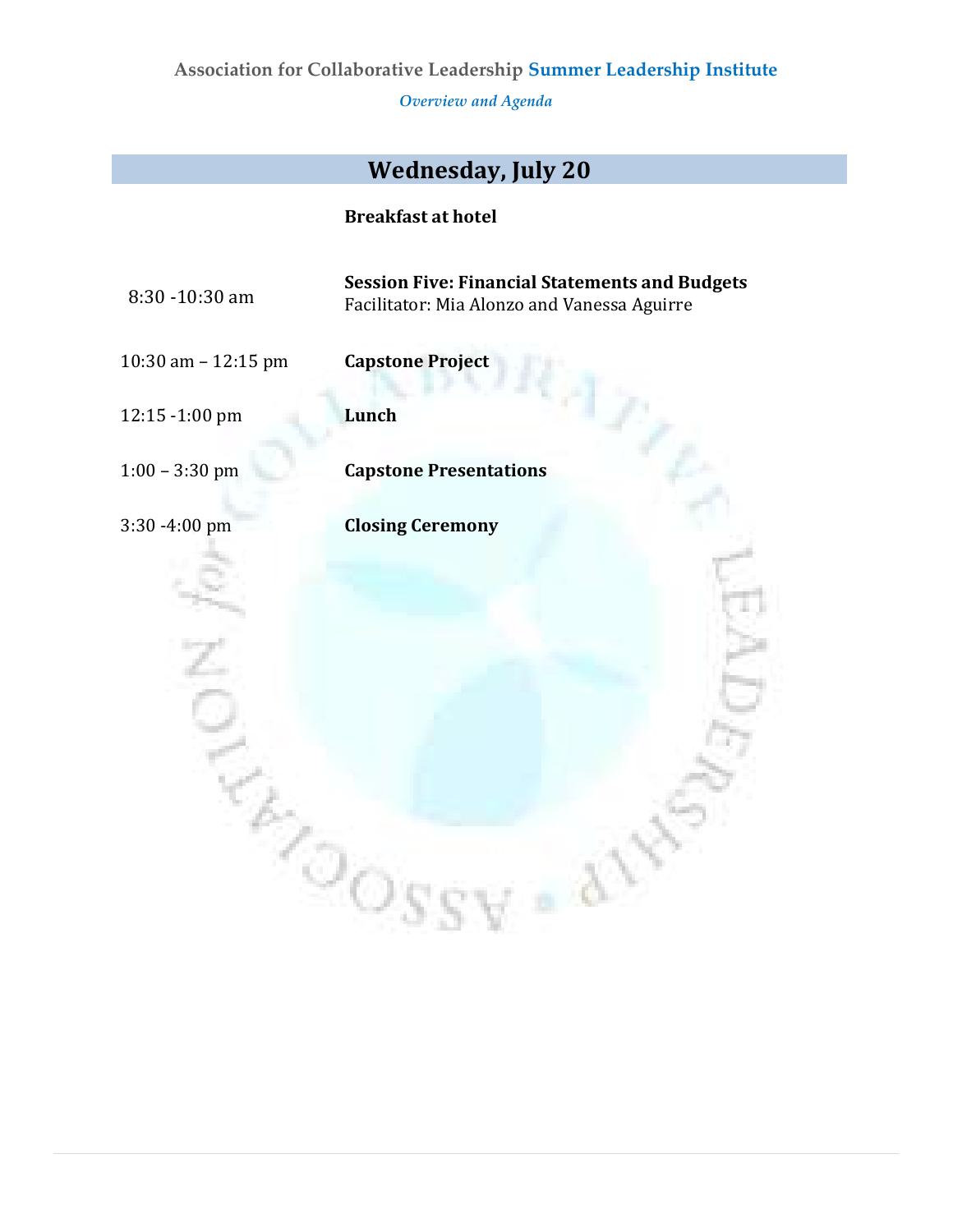Association for Collaborative Leadership **Summer Leadership Institute**

*Overview and Agenda*

## Wednesday, July 20

| | |
|---|---|
| | **Breakfast at hotel** |
| 8:30 -10:30 am | **Session Five: Financial Statements and Budgets**<br>Facilitator: Mia Alonzo and Vanessa Aguirre |
| 10:30 am – 12:15 pm | **Capstone Project** |
| 12:15 -1:00 pm | **Lunch** |
| 1:00 – 3:30 pm | **Capstone Presentations** |
| 3:30 -4:00 pm | **Closing Ceremony** |